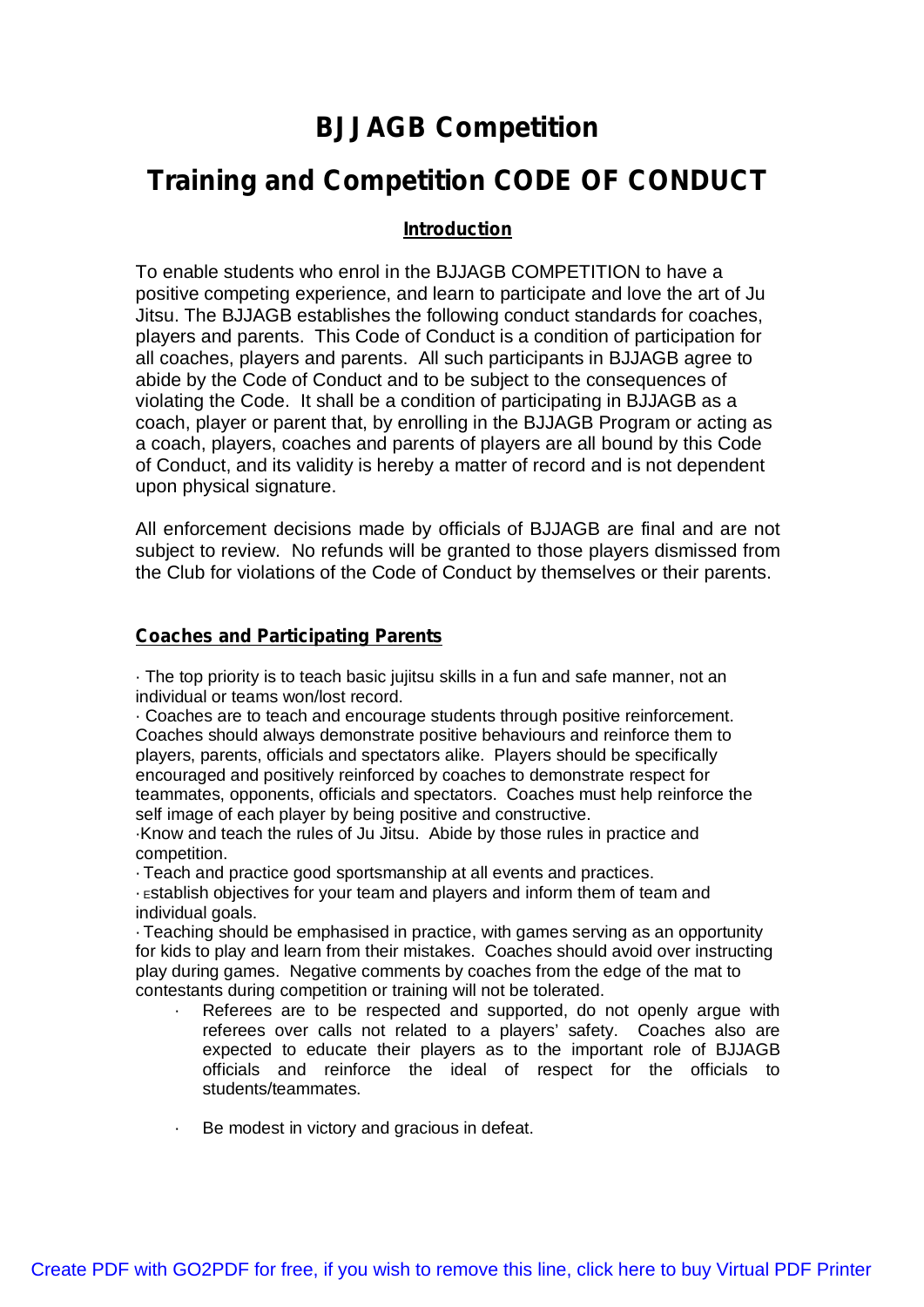# BJJAGB Competition

# Training and Competition CODE OF CONDUCT

## Introduction

To enable students who enrol in the BJJAGB COMPETITION to have a positive competing experience, and learn to participate and love the art of Ju Jitsu. The BJJAGB establishes the following conduct standards for coaches, players and parents. This Code of Conduct is a condition of participation for all coaches, players and parents. All such participants in BJJAGB agree to abide by the Code of Conduct and to be subject to the consequences of violating the Code. It shall be a condition of participating in BJJAGB as a coach, player or parent that, by enrolling in the BJJAGB Program or acting as a coach, players, coaches and parents of players are all bound by this Code of Conduct, and its validity is hereby a matter of record and is not dependent upon physical signature.

All enforcement decisions made by officials of BJJAGB are final and are not subject to review. No refunds will be granted to those players dismissed from the Club for violations of the Code of Conduct by themselves or their parents.

## Coaches and Participating Parents

- The top priority is to teach basic jujitsu skills in a fun and safe manner, not an individual or teams won/lost record.
- Coaches are to teach and encourage students through positive reinforcement. Coaches should always demonstrate positive behaviours and reinforce them to players, parents, officials and spectators alike. Players should be specifically encouraged and positively reinforced by coaches to demonstrate respect for teammates, opponents, officials and spectators. Coaches must help reinforce the self image of each player by being positive and constructive.
- Know and teach the rules of Ju Jitsu. Abide by those rules in practice and competition.
- Teach and practice good sportsmanship at all events and practices.
- Establish objectives for your team and players and inform them of team and individual goals.
- Teaching should be emphasised in practice, with games serving as an opportunity for kids to play and learn from their mistakes. Coaches should avoid over instructing play during games. Negative comments by coaches from the edge of the mat to contestants during competition or training will not be tolerated.
- Referees are to be respected and supported, do not openly argue with referees over calls not related to a players' safety. Coaches also are expected to educate their players as to the important role of BJJAGB officials and reinforce the ideal of respect for the officials to students/teammates.
- Be modest in victory and gracious in defeat.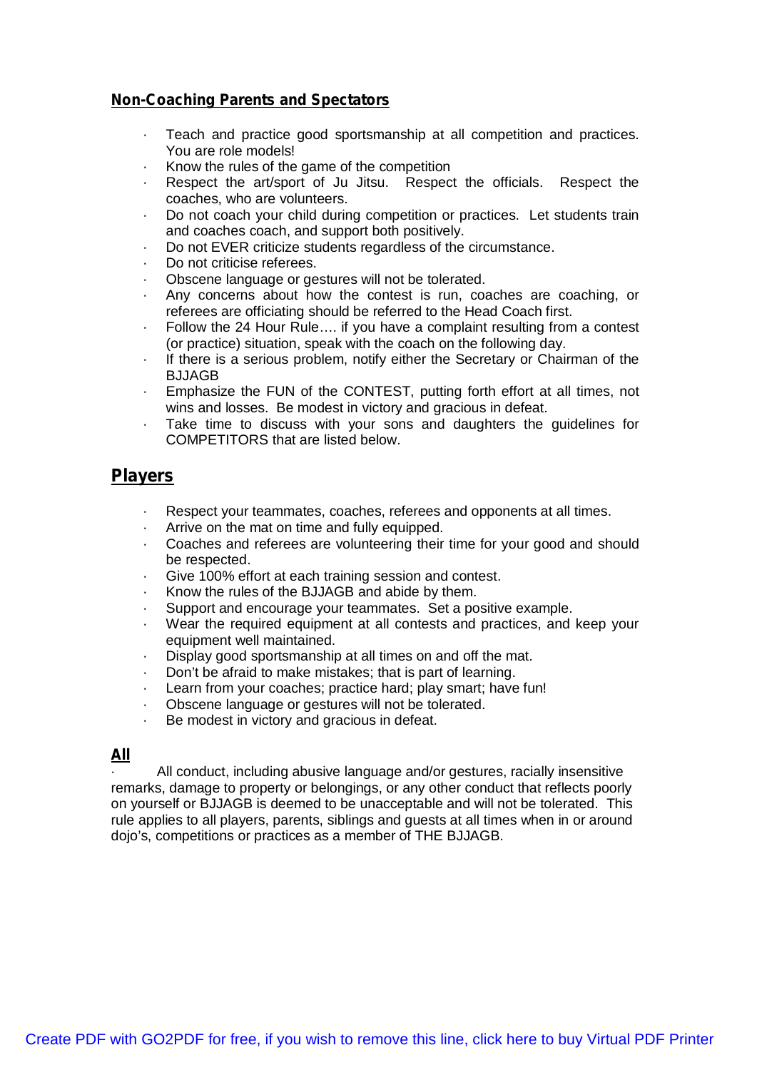## Non-Coaching Parents and Spectators

- Teach and practice good sportsmanship at all competition and practices. You are role models!
- Know the rules of the game of the competition
- Respect the art/sport of Ju Jitsu. Respect the officials. Respect the coaches, who are volunteers.
- Do not coach your child during competition or practices. Let students train and coaches coach, and support both positively.
- Do not EVER criticize students regardless of the circumstance.
- Do not criticise referees.
- Obscene language or gestures will not be tolerated.
- Any concerns about how the contest is run, coaches are coaching, or referees are officiating should be referred to the Head Coach first.
- Follow the 24 Hour Rule…. if you have a complaint resulting from a contest (or practice) situation, speak with the coach on the following day.
- If there is a serious problem, notify either the Secretary or Chairman of the BJJAGB
- Emphasize the FUN of the CONTEST, putting forth effort at all times, not wins and losses. Be modest in victory and gracious in defeat.
- Take time to discuss with your sons and daughters the guidelines for COMPETITORS that are listed below.

## Players

- Respect your teammates, coaches, referees and opponents at all times.
- Arrive on the mat on time and fully equipped.
- Coaches and referees are volunteering their time for your good and should be respected.
- Give 100% effort at each training session and contest.
- Know the rules of the BJJAGB and abide by them.
- Support and encourage your teammates. Set a positive example.
- Wear the required equipment at all contests and practices, and keep your equipment well maintained.
- Display good sportsmanship at all times on and off the mat.
- Don't be afraid to make mistakes; that is part of learning.
- Learn from your coaches; practice hard; play smart; have fun!
- Obscene language or gestures will not be tolerated.
- Be modest in victory and gracious in defeat.

## All

- All conduct, including abusive language and/or gestures, racially insensitive remarks, damage to property or belongings, or any other conduct that reflects poorly on yourself or BJJAGB is deemed to be unacceptable and will not be tolerated. This rule applies to all players, parents, siblings and guests at all times when in or around dojo's, competitions or practices as a member of THE BJJAGB.